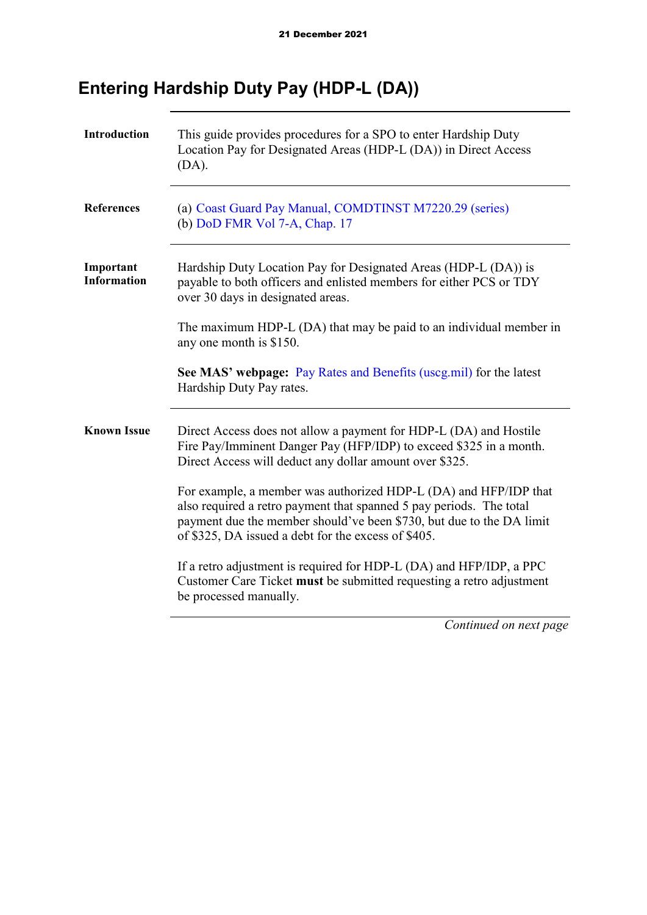# Entering Hardship Duty Pay (HDP-L (DA))

**Introduction**

This guide provides procedures for a SPO to enter Hardship Duty Location Pay for Designated Areas (HDP-L (DA)) in Direct Access (DA).

**References**

(a) Coast Guard Pay Manual, COMDTINST M7220.29 (series)
(b) DoD FMR Vol 7-A, Chap. 17

**Important Information**

Hardship Duty Location Pay for Designated Areas (HDP-L (DA)) is payable to both officers and enlisted members for either PCS or TDY over 30 days in designated areas.

The maximum HDP-L (DA) that may be paid to an individual member in any one month is $150.

**See MAS' webpage:** Pay Rates and Benefits (uscg.mil) for the latest Hardship Duty Pay rates.

**Known Issue**

Direct Access does not allow a payment for HDP-L (DA) and Hostile Fire Pay/Imminent Danger Pay (HFP/IDP) to exceed $325 in a month. Direct Access will deduct any dollar amount over $325.

For example, a member was authorized HDP-L (DA) and HFP/IDP that also required a retro payment that spanned 5 pay periods. The total payment due the member should've been $730, but due to the DA limit of $325, DA issued a debt for the excess of $405.

If a retro adjustment is required for HDP-L (DA) and HFP/IDP, a PPC Customer Care Ticket **must** be submitted requesting a retro adjustment be processed manually.

*Continued on next page*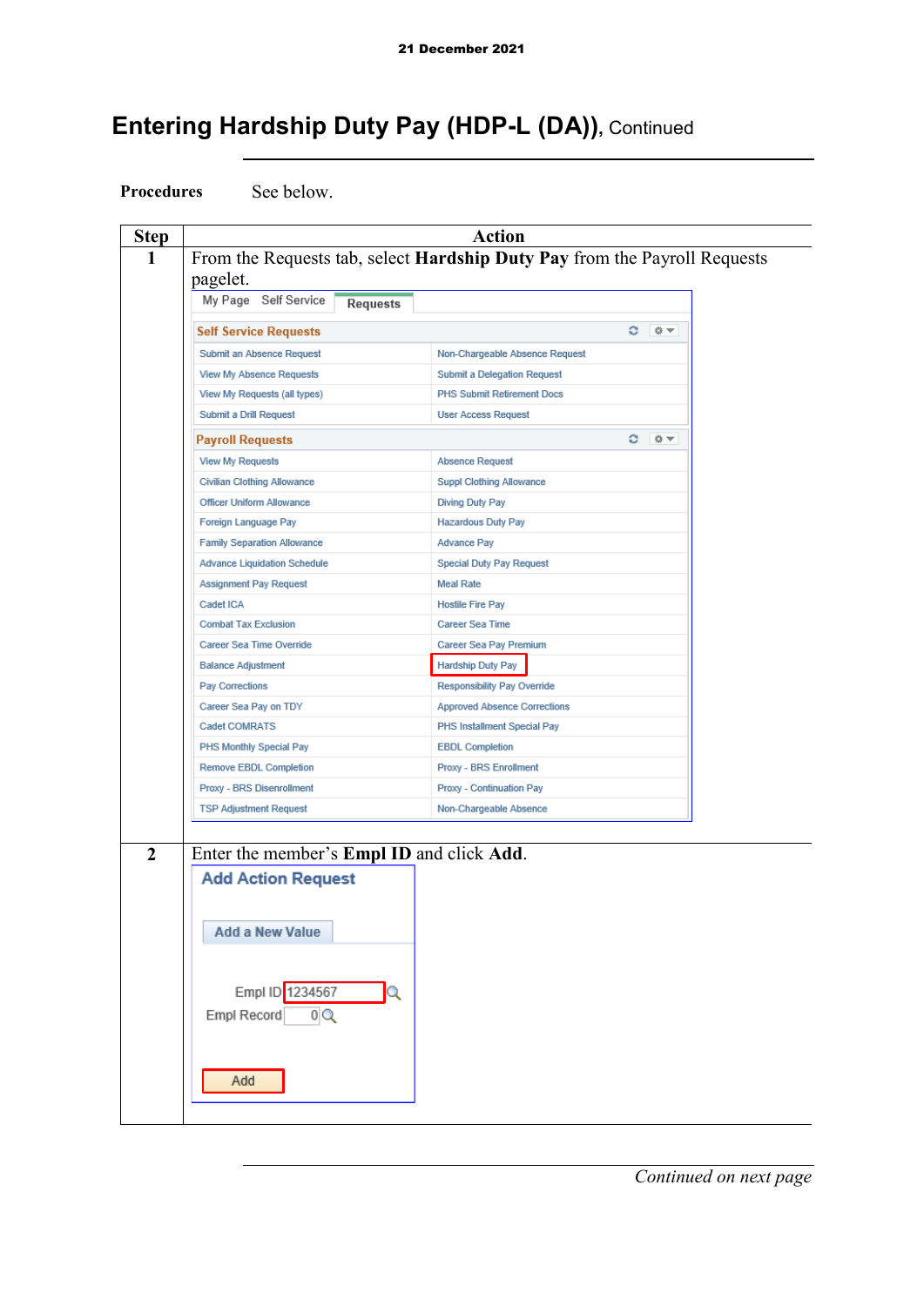# Entering Hardship Duty Pay (HDP-L (DA)), Continued

**Procedures** See below.

| Step | Action |
|---|---|
| 1 | From the Requests tab, select **Hardship Duty Pay** from the Payroll Requests pagelet. |
| 2 | Enter the member's **Empl ID** and click **Add**. |

*Continued on next page*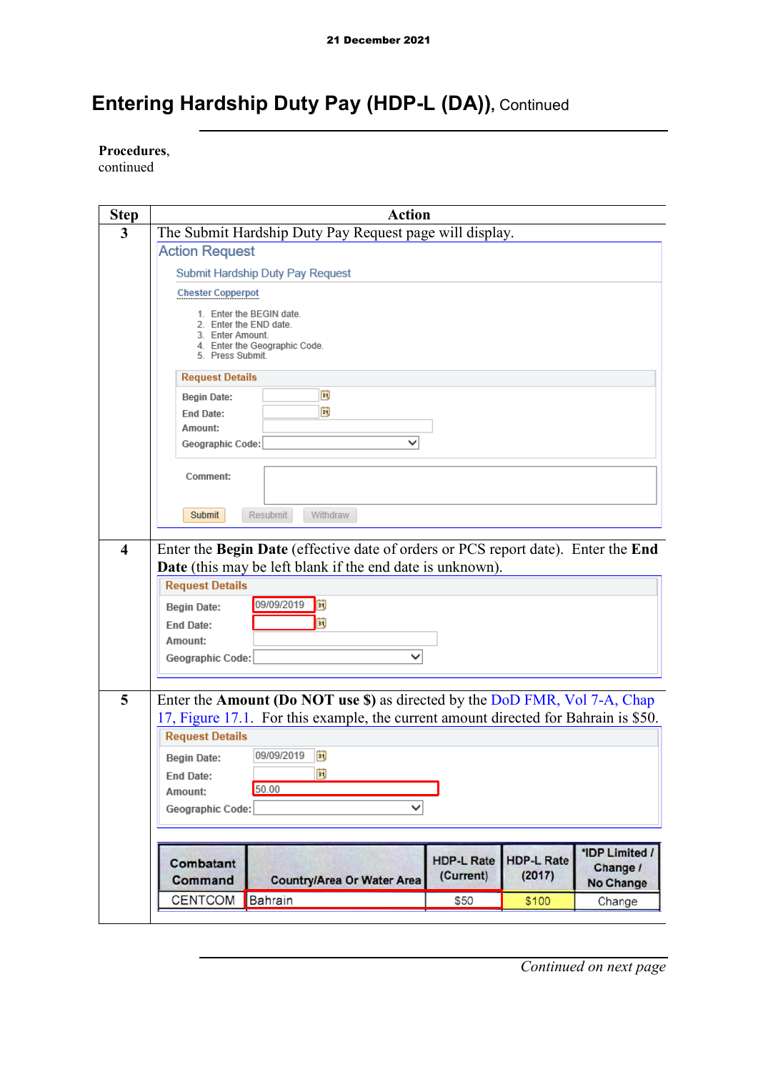# Entering Hardship Duty Pay (HDP-L (DA)), Continued

**Procedures**, continued

| Step | Action |
|---|---|
| 3 | The Submit Hardship Duty Pay Request page will display. <br><br> **Action Request** <br> Submit Hardship Duty Pay Request <br> Chester Copperpot <br> 1. Enter the BEGIN date. <br> 2. Enter the END date. <br> 3. Enter Amount. <br> 4. Enter the Geographic Code. <br> 5. Press Submit. <br><br> **Request Details** <br> Begin Date: <br> End Date: <br> Amount: <br> Geographic Code: <br><br> Comment: <br><br> Submit / Resubmit / Withdraw |
| 4 | Enter the **Begin Date** (effective date of orders or PCS report date). Enter the **End Date** (this may be left blank if the end date is unknown). <br><br> **Request Details** <br> Begin Date: 09/09/2019 <br> End Date: <br> Amount: <br> Geographic Code: |
| 5 | Enter the **Amount (Do NOT use $)** as directed by the DoD FMR, Vol 7-A, Chap 17, Figure 17.1. For this example, the current amount directed for Bahrain is $50. <br><br> **Request Details** <br> Begin Date: 09/09/2019 <br> End Date: <br> Amount: 50.00 <br> Geographic Code: <br><br> Combatant Command: CENTCOM; Country/Area Or Water Area: Bahrain; HDP-L Rate (Current): $50; HDP-L Rate (2017): $100; *IDP Limited / Change / No Change: Change |

*Continued on next page*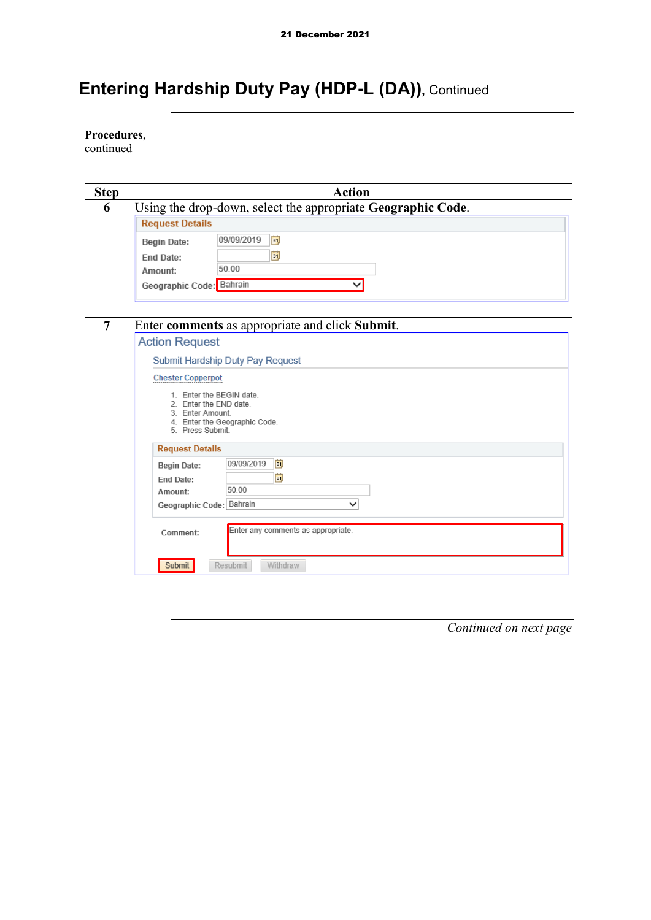# Entering Hardship Duty Pay (HDP-L (DA)), Continued

**Procedures**, continued

| Step | Action |
|---|---|
| 6 | Using the drop-down, select the appropriate **Geographic Code**.<br><br>**Request Details**<br>Begin Date: 09/09/2019<br>End Date:<br>Amount: 50.00<br>Geographic Code: Bahrain |
| 7 | Enter **comments** as appropriate and click **Submit**.<br><br>**Action Request**<br>Submit Hardship Duty Pay Request<br>Chester Copperpot<br>1. Enter the BEGIN date.<br>2. Enter the END date.<br>3. Enter Amount.<br>4. Enter the Geographic Code.<br>5. Press Submit.<br><br>**Request Details**<br>Begin Date: 09/09/2019<br>End Date:<br>Amount: 50.00<br>Geographic Code: Bahrain<br><br>Comment: Enter any comments as appropriate.<br><br>Submit Resubmit Withdraw |

*Continued on next page*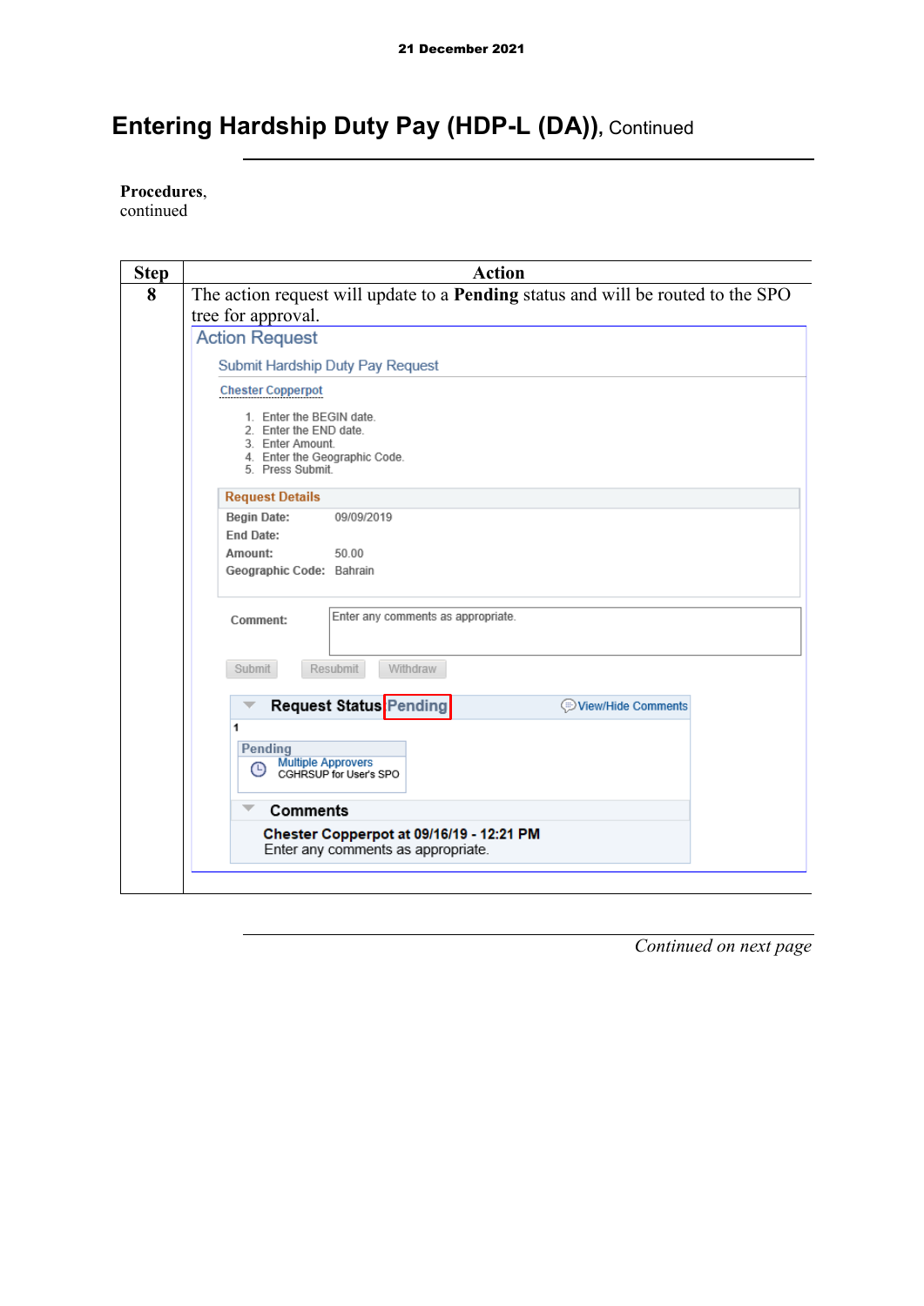# Entering Hardship Duty Pay (HDP-L (DA)), Continued

**Procedures**, continued

| Step | Action |
|---|---|
| **8** | The action request will update to a **Pending** status and will be routed to the SPO tree for approval.<br><br>Action Request<br><br>Submit Hardship Duty Pay Request<br><br>Chester Copperpot<br><br>1. Enter the BEGIN date.<br>2. Enter the END date.<br>3. Enter Amount.<br>4. Enter the Geographic Code.<br>5. Press Submit.<br><br>**Request Details**<br>**Begin Date:** 09/09/2019<br>**End Date:**<br>**Amount:** 50.00<br>**Geographic Code:** Bahrain<br><br>**Comment:** Enter any comments as appropriate.<br><br>Submit Resubmit Withdraw<br><br>**Request Status** Pending View/Hide Comments<br>1<br>Pending<br>Multiple Approvers<br>CGHRSUP for User's SPO<br><br>**Comments**<br>**Chester Copperpot at 09/16/19 - 12:21 PM**<br>Enter any comments as appropriate. |

*Continued on next page*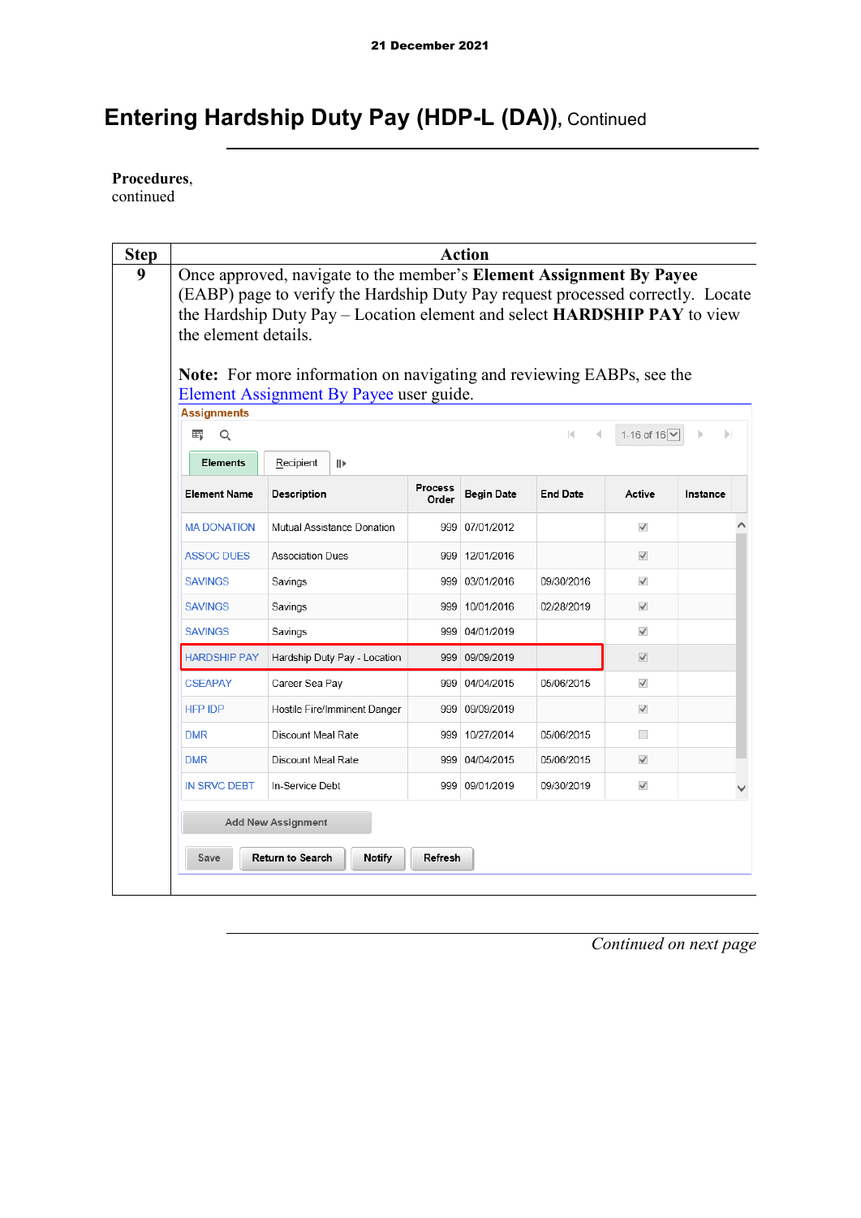# Entering Hardship Duty Pay (HDP-L (DA)), Continued

**Procedures**, continued

| Step | Action |
|---|---|
| 9 | Once approved, navigate to the member's **Element Assignment By Payee** (EABP) page to verify the Hardship Duty Pay request processed correctly. Locate the Hardship Duty Pay – Location element and select **HARDSHIP PAY** to view the element details.<br><br>**Note:** For more information on navigating and reviewing EABPs, see the Element Assignment By Payee user guide. |

**Assignments**

Elements | Recipient — 1-16 of 16

| Element Name | Description | Process Order | Begin Date | End Date | Active | Instance |
|---|---|---|---|---|---|---|
| MA DONATION | Mutual Assistance Donation | 999 | 07/01/2012 | | ☑ | |
| ASSOC DUES | Association Dues | 999 | 12/01/2016 | | ☑ | |
| SAVINGS | Savings | 999 | 03/01/2016 | 09/30/2016 | ☑ | |
| SAVINGS | Savings | 999 | 10/01/2016 | 02/28/2019 | ☑ | |
| SAVINGS | Savings | 999 | 04/01/2019 | | ☑ | |
| HARDSHIP PAY | Hardship Duty Pay - Location | 999 | 09/09/2019 | | ☑ | |
| CSEAPAY | Career Sea Pay | 999 | 04/04/2015 | 05/06/2015 | ☑ | |
| HFP IDP | Hostile Fire/Imminent Danger | 999 | 09/09/2019 | | ☑ | |
| DMR | Discount Meal Rate | 999 | 10/27/2014 | 05/06/2015 | ☐ | |
| DMR | Discount Meal Rate | 999 | 04/04/2015 | 05/06/2015 | ☑ | |
| IN SRVC DEBT | In-Service Debt | 999 | 09/01/2019 | 09/30/2019 | ☑ | |

Add New Assignment

Save | Return to Search | Notify | Refresh

*Continued on next page*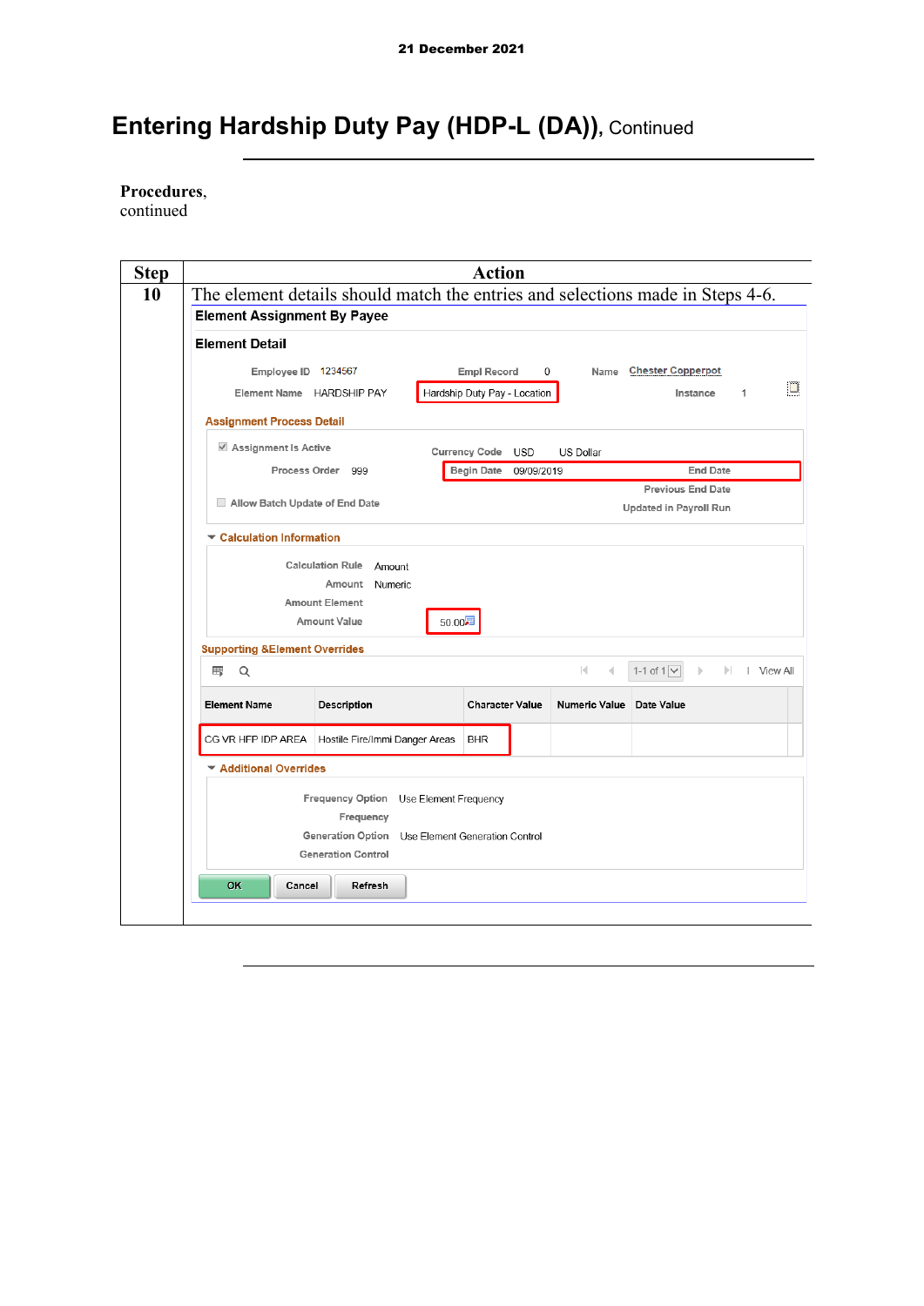# Entering Hardship Duty Pay (HDP-L (DA)), Continued

**Procedures**, continued

| Step | Action |
|---|---|
| 10 | The element details should match the entries and selections made in Steps 4-6. |

**Element Assignment By Payee**

**Element Detail**

Employee ID 1234567 Empl Record 0 Name Chester Copperpot

Element Name HARDSHIP PAY Hardship Duty Pay - Location Instance 1

**Assignment Process Detail**

Assignment Is Active Currency Code USD US Dollar

Process Order 999 Begin Date 09/09/2019 End Date

Previous End Date

Allow Batch Update of End Date Updated in Payroll Run

**Calculation Information**

Calculation Rule Amount

Amount Numeric

Amount Element

Amount Value 50.00

**Supporting &Element Overrides**

1-1 of 1 View All

| Element Name | Description | Character Value | Numeric Value | Date Value |
|---|---|---|---|---|
| CG VR HFP IDP AREA | Hostile Fire/Immi Danger Areas | BHR | | |

**Additional Overrides**

Frequency Option Use Element Frequency

Frequency

Generation Option Use Element Generation Control

Generation Control

OK Cancel Refresh